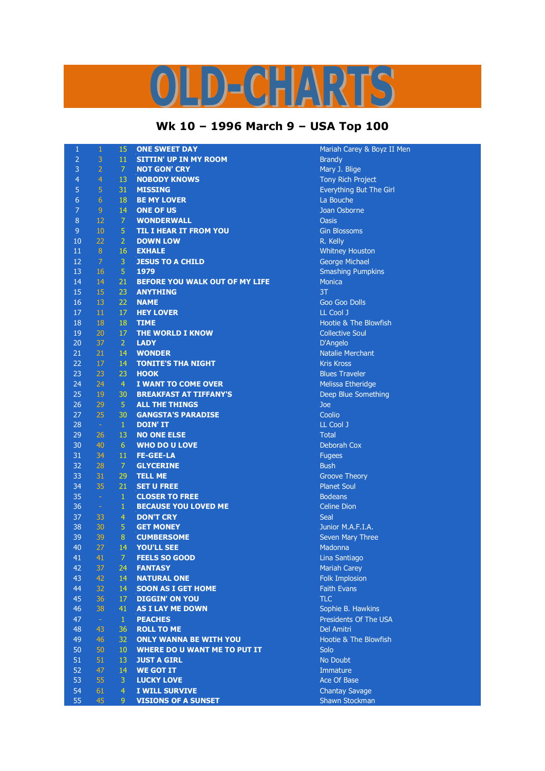# OLD-CHARTS

## Wk 10 – 1996 March 9 – USA Top 100

| | | | | |
|---|---|---|---|---|
| 1 | 1 | 15 | ONE SWEET DAY | Mariah Carey & Boyz II Men |
| 2 | 3 | 11 | SITTIN' UP IN MY ROOM | Brandy |
| 3 | 2 | 7 | NOT GON' CRY | Mary J. Blige |
| 4 | 4 | 13 | NOBODY KNOWS | Tony Rich Project |
| 5 | 5 | 31 | MISSING | Everything But The Girl |
| 6 | 6 | 18 | BE MY LOVER | La Bouche |
| 7 | 9 | 14 | ONE OF US | Joan Osborne |
| 8 | 12 | 7 | WONDERWALL | Oasis |
| 9 | 10 | 5 | TIL I HEAR IT FROM YOU | Gin Blossoms |
| 10 | 22 | 2 | DOWN LOW | R. Kelly |
| 11 | 8 | 16 | EXHALE | Whitney Houston |
| 12 | 7 | 3 | JESUS TO A CHILD | George Michael |
| 13 | 16 | 5 | 1979 | Smashing Pumpkins |
| 14 | 14 | 21 | BEFORE YOU WALK OUT OF MY LIFE | Monica |
| 15 | 15 | 23 | ANYTHING | 3T |
| 16 | 13 | 22 | NAME | Goo Goo Dolls |
| 17 | 11 | 17 | HEY LOVER | LL Cool J |
| 18 | 18 | 18 | TIME | Hootie & The Blowfish |
| 19 | 20 | 17 | THE WORLD I KNOW | Collective Soul |
| 20 | 37 | 2 | LADY | D'Angelo |
| 21 | 21 | 14 | WONDER | Natalie Merchant |
| 22 | 17 | 14 | TONITE'S THA NIGHT | Kris Kross |
| 23 | 23 | 23 | HOOK | Blues Traveler |
| 24 | 24 | 4 | I WANT TO COME OVER | Melissa Etheridge |
| 25 | 19 | 30 | BREAKFAST AT TIFFANY'S | Deep Blue Something |
| 26 | 29 | 5 | ALL THE THINGS | Joe |
| 27 | 25 | 30 | GANGSTA'S PARADISE | Coolio |
| 28 | - | 1 | DOIN' IT | LL Cool J |
| 29 | 26 | 13 | NO ONE ELSE | Total |
| 30 | 40 | 6 | WHO DO U LOVE | Deborah Cox |
| 31 | 34 | 11 | FE-GEE-LA | Fugees |
| 32 | 28 | 7 | GLYCERINE | Bush |
| 33 | 31 | 29 | TELL ME | Groove Theory |
| 34 | 35 | 21 | SET U FREE | Planet Soul |
| 35 | - | 1 | CLOSER TO FREE | Bodeans |
| 36 | - | 1 | BECAUSE YOU LOVED ME | Celine Dion |
| 37 | 33 | 4 | DON'T CRY | Seal |
| 38 | 30 | 5 | GET MONEY | Junior M.A.F.I.A. |
| 39 | 39 | 8 | CUMBERSOME | Seven Mary Three |
| 40 | 27 | 14 | YOU'LL SEE | Madonna |
| 41 | 41 | 7 | FEELS SO GOOD | Lina Santiago |
| 42 | 37 | 24 | FANTASY | Mariah Carey |
| 43 | 42 | 14 | NATURAL ONE | Folk Implosion |
| 44 | 32 | 14 | SOON AS I GET HOME | Faith Evans |
| 45 | 36 | 17 | DIGGIN' ON YOU | TLC |
| 46 | 38 | 41 | AS I LAY ME DOWN | Sophie B. Hawkins |
| 47 | - | 1 | PEACHES | Presidents Of The USA |
| 48 | 43 | 36 | ROLL TO ME | Del Amitri |
| 49 | 46 | 32 | ONLY WANNA BE WITH YOU | Hootie & The Blowfish |
| 50 | 50 | 10 | WHERE DO U WANT ME TO PUT IT | Solo |
| 51 | 51 | 13 | JUST A GIRL | No Doubt |
| 52 | 47 | 14 | WE GOT IT | Immature |
| 53 | 55 | 3 | LUCKY LOVE | Ace Of Base |
| 54 | 61 | 4 | I WILL SURVIVE | Chantay Savage |
| 55 | 45 | 9 | VISIONS OF A SUNSET | Shawn Stockman |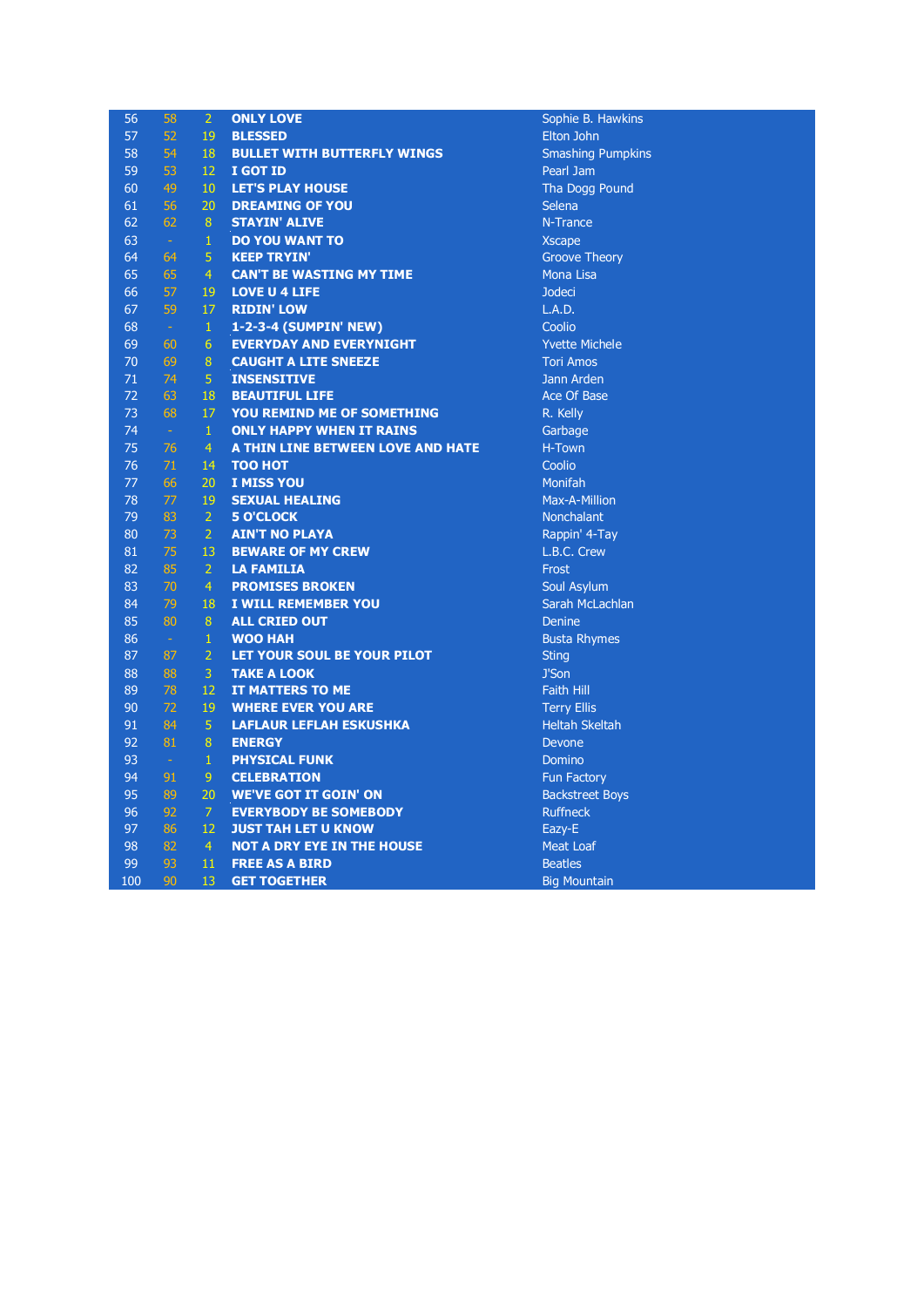| | | | | |
|---|---|---|---|---|
| 56 | 58 | 2 | **ONLY LOVE** | Sophie B. Hawkins |
| 57 | 52 | 19 | **BLESSED** | Elton John |
| 58 | 54 | 18 | **BULLET WITH BUTTERFLY WINGS** | Smashing Pumpkins |
| 59 | 53 | 12 | **I GOT ID** | Pearl Jam |
| 60 | 49 | 10 | **LET'S PLAY HOUSE** | Tha Dogg Pound |
| 61 | 56 | 20 | **DREAMING OF YOU** | Selena |
| 62 | 62 | 8 | **STAYIN' ALIVE** | N-Trance |
| 63 | - | 1 | **DO YOU WANT TO** | Xscape |
| 64 | 64 | 5 | **KEEP TRYIN'** | Groove Theory |
| 65 | 65 | 4 | **CAN'T BE WASTING MY TIME** | Mona Lisa |
| 66 | 57 | 19 | **LOVE U 4 LIFE** | Jodeci |
| 67 | 59 | 17 | **RIDIN' LOW** | L.A.D. |
| 68 | - | 1 | **1-2-3-4 (SUMPIN' NEW)** | Coolio |
| 69 | 60 | 6 | **EVERYDAY AND EVERYNIGHT** | Yvette Michele |
| 70 | 69 | 8 | **CAUGHT A LITE SNEEZE** | Tori Amos |
| 71 | 74 | 5 | **INSENSITIVE** | Jann Arden |
| 72 | 63 | 18 | **BEAUTIFUL LIFE** | Ace Of Base |
| 73 | 68 | 17 | **YOU REMIND ME OF SOMETHING** | R. Kelly |
| 74 | - | 1 | **ONLY HAPPY WHEN IT RAINS** | Garbage |
| 75 | 76 | 4 | **A THIN LINE BETWEEN LOVE AND HATE** | H-Town |
| 76 | 71 | 14 | **TOO HOT** | Coolio |
| 77 | 66 | 20 | **I MISS YOU** | Monifah |
| 78 | 77 | 19 | **SEXUAL HEALING** | Max-A-Million |
| 79 | 83 | 2 | **5 O'CLOCK** | Nonchalant |
| 80 | 73 | 2 | **AIN'T NO PLAYA** | Rappin' 4-Tay |
| 81 | 75 | 13 | **BEWARE OF MY CREW** | L.B.C. Crew |
| 82 | 85 | 2 | **LA FAMILIA** | Frost |
| 83 | 70 | 4 | **PROMISES BROKEN** | Soul Asylum |
| 84 | 79 | 18 | **I WILL REMEMBER YOU** | Sarah McLachlan |
| 85 | 80 | 8 | **ALL CRIED OUT** | Denine |
| 86 | - | 1 | **WOO HAH** | Busta Rhymes |
| 87 | 87 | 2 | **LET YOUR SOUL BE YOUR PILOT** | Sting |
| 88 | 88 | 3 | **TAKE A LOOK** | J'Son |
| 89 | 78 | 12 | **IT MATTERS TO ME** | Faith Hill |
| 90 | 72 | 19 | **WHERE EVER YOU ARE** | Terry Ellis |
| 91 | 84 | 5 | **LAFLAUR LEFLAH ESKUSHKA** | Heltah Skeltah |
| 92 | 81 | 8 | **ENERGY** | Devone |
| 93 | - | 1 | **PHYSICAL FUNK** | Domino |
| 94 | 91 | 9 | **CELEBRATION** | Fun Factory |
| 95 | 89 | 20 | **WE'VE GOT IT GOIN' ON** | Backstreet Boys |
| 96 | 92 | 7 | **EVERYBODY BE SOMEBODY** | Ruffneck |
| 97 | 86 | 12 | **JUST TAH LET U KNOW** | Eazy-E |
| 98 | 82 | 4 | **NOT A DRY EYE IN THE HOUSE** | Meat Loaf |
| 99 | 93 | 11 | **FREE AS A BIRD** | Beatles |
| 100 | 90 | 13 | **GET TOGETHER** | Big Mountain |